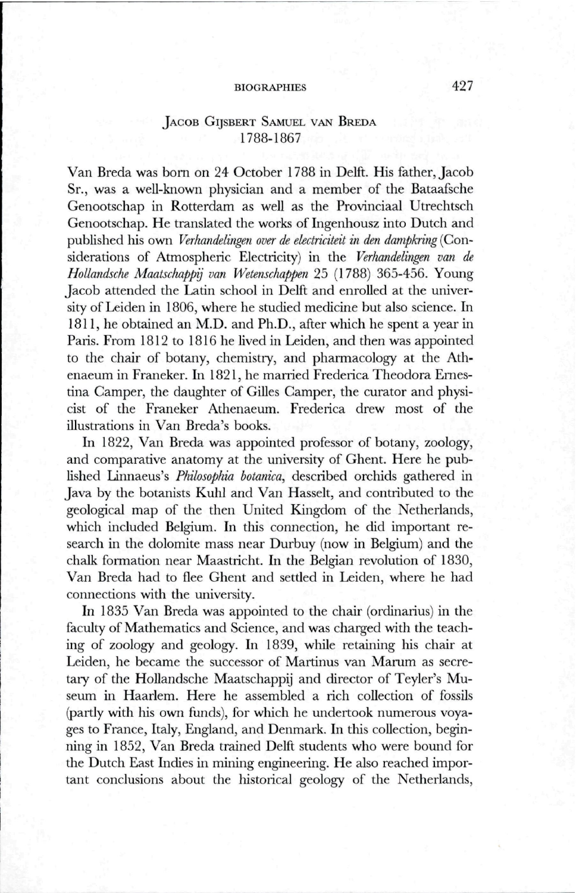## Jacob Gijsbert Samuel van Breda
1788-1867

Van Breda was born on 24 October 1788 in Delft. His father, Jacob Sr., was a well-known physician and a member of the Bataafsche Genootschap in Rotterdam as well as the Provinciaal Utrechtsch Genootschap. He translated the works of Ingenhousz into Dutch and published his own *Verhandelingen over de electriciteit in den dampkring* (Considerations of Atmospheric Electricity) in the *Verhandelingen van de Hollandsche Maatschappij van Wetenschappen* 25 (1788) 365-456. Young Jacob attended the Latin school in Delft and enrolled at the university of Leiden in 1806, where he studied medicine but also science. In 1811, he obtained an M.D. and Ph.D., after which he spent a year in Paris. From 1812 to 1816 he lived in Leiden, and then was appointed to the chair of botany, chemistry, and pharmacology at the Athenaeum in Franeker. In 1821, he married Frederica Theodora Ernestina Camper, the daughter of Gilles Camper, the curator and physicist of the Franeker Athenaeum. Frederica drew most of the illustrations in Van Breda's books.

In 1822, Van Breda was appointed professor of botany, zoology, and comparative anatomy at the university of Ghent. Here he published Linnaeus's *Philosophia botanica*, described orchids gathered in Java by the botanists Kuhl and Van Hasselt, and contributed to the geological map of the then United Kingdom of the Netherlands, which included Belgium. In this connection, he did important research in the dolomite mass near Durbuy (now in Belgium) and the chalk formation near Maastricht. In the Belgian revolution of 1830, Van Breda had to flee Ghent and settled in Leiden, where he had connections with the university.

In 1835 Van Breda was appointed to the chair (ordinarius) in the faculty of Mathematics and Science, and was charged with the teaching of zoology and geology. In 1839, while retaining his chair at Leiden, he became the successor of Martinus van Marum as secretary of the Hollandsche Maatschappij and director of Teyler's Museum in Haarlem. Here he assembled a rich collection of fossils (partly with his own funds), for which he undertook numerous voyages to France, Italy, England, and Denmark. In this collection, beginning in 1852, Van Breda trained Delft students who were bound for the Dutch East Indies in mining engineering. He also reached important conclusions about the historical geology of the Netherlands,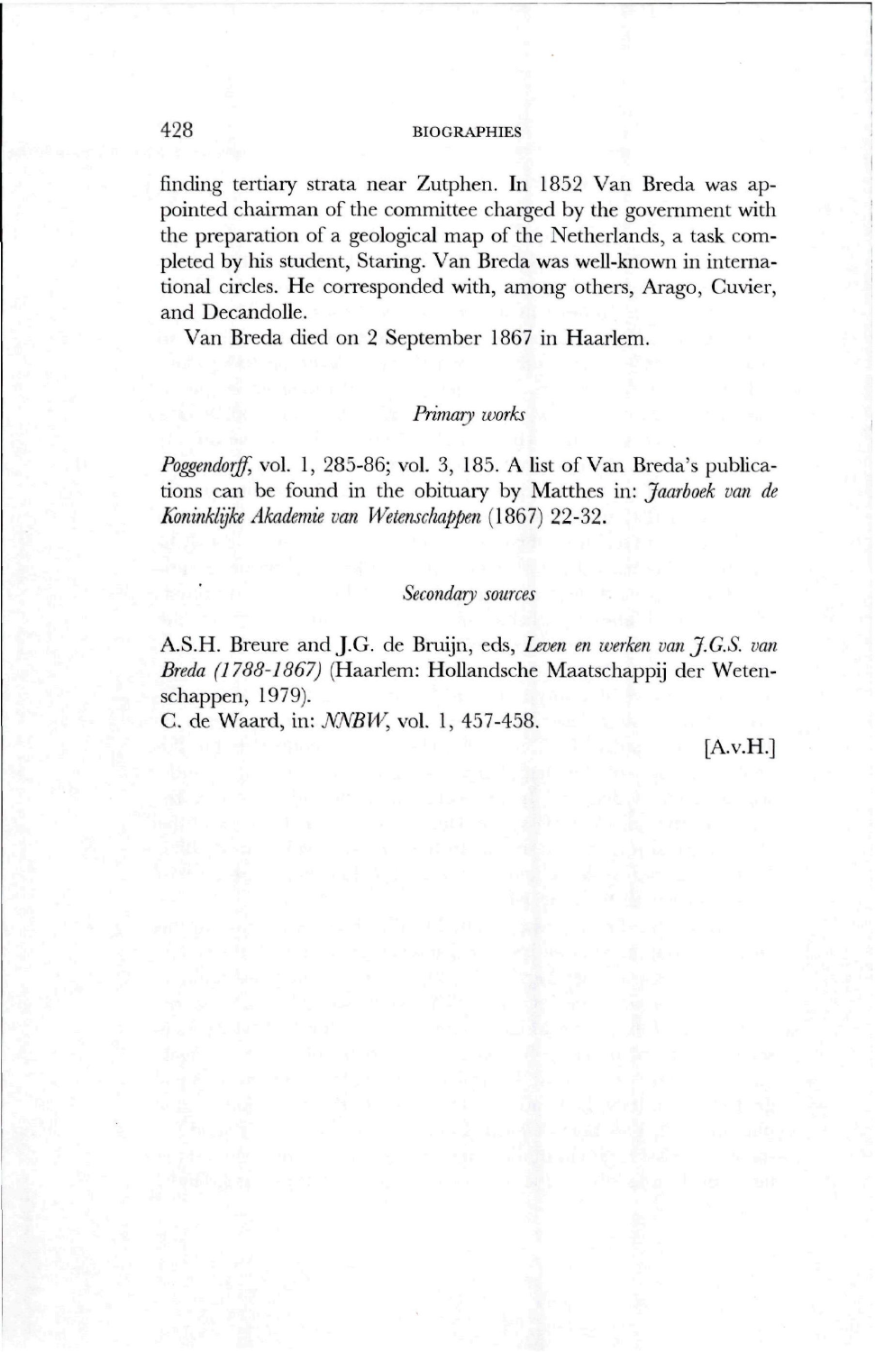finding tertiary strata near Zutphen. In 1852 Van Breda was appointed chairman of the committee charged by the government with the preparation of a geological map of the Netherlands, a task completed by his student, Staring. Van Breda was well-known in international circles. He corresponded with, among others, Arago, Cuvier, and Decandolle.

Van Breda died on 2 September 1867 in Haarlem.

### *Primary works*

*Poggendorff*, vol. 1, 285-86; vol. 3, 185. A list of Van Breda's publications can be found in the obituary by Matthes in: *Jaarboek van de Koninklijke Akademie van Wetenschappen* (1867) 22-32.

### *Secondary sources*

A.S.H. Breure and J.G. de Bruijn, eds, *Leven en werken van J.G.S. van Breda (1788-1867)* (Haarlem: Hollandsche Maatschappij der Wetenschappen, 1979).

C. de Waard, in: *NNBW*, vol. 1, 457-458.

[A.v.H.]